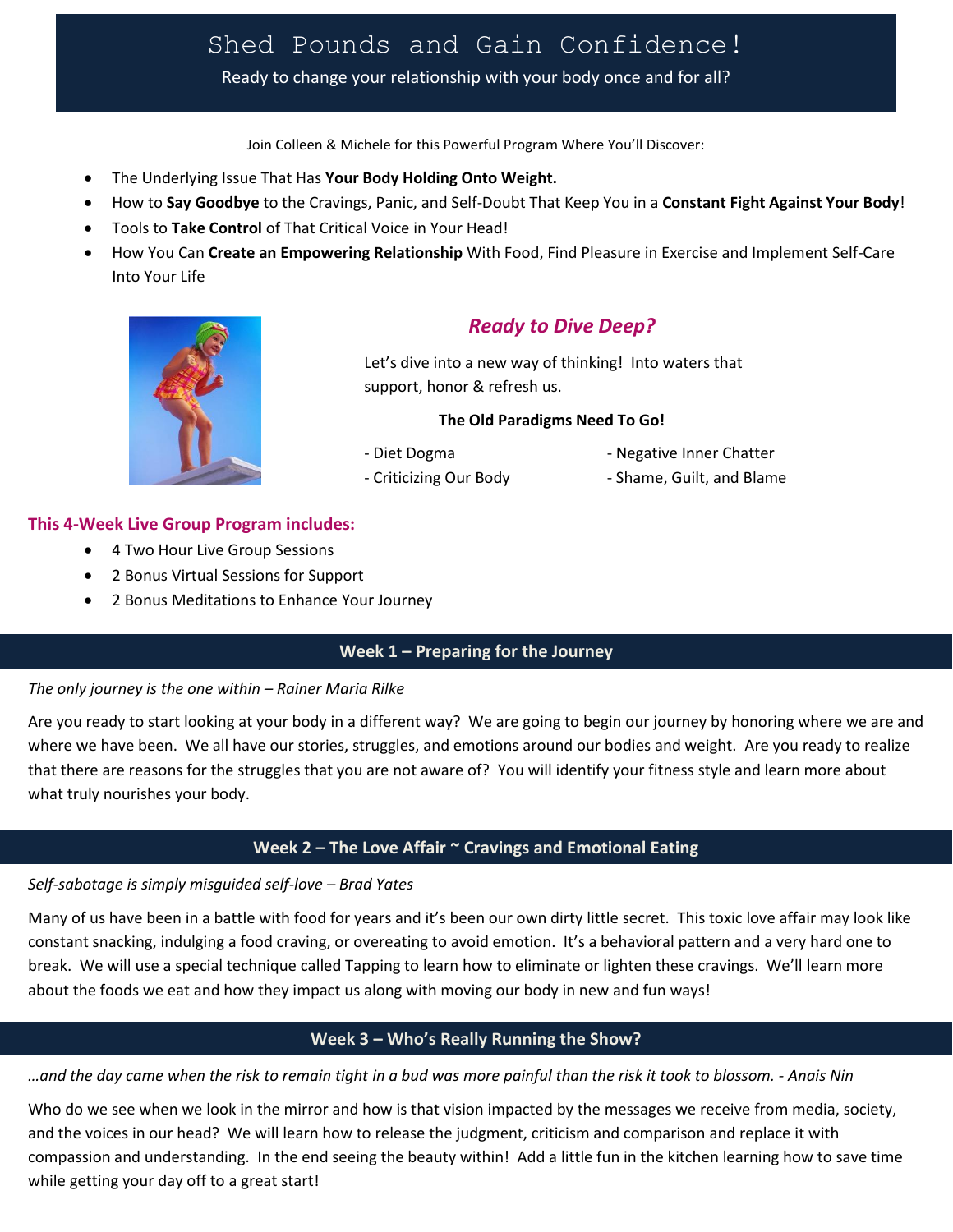# Shed Pounds and Gain Confidence!

Ready to change your relationship with your body once and for all?

Join Colleen & Michele for this Powerful Program Where You'll Discover:

- The Underlying Issue That Has **Your Body Holding Onto Weight.**
- How to **Say Goodbye** to the Cravings, Panic, and Self-Doubt That Keep You in a **Constant Fight Against Your Body**!
- Tools to **Take Control** of That Critical Voice in Your Head!
- How You Can **Create an Empowering Relationship** With Food, Find Pleasure in Exercise and Implement Self-Care Into Your Life

## *Ready to Dive Deep?*

Let's dive into a new way of thinking! Into waters that support, honor & refresh us.

**The Old Paradigms Need To Go!**

- Diet Dogma
- Criticizing Our Body
- Negative Inner Chatter
- Shame, Guilt, and Blame

### This 4-Week Live Group Program includes:

- 4 Two Hour Live Group Sessions
- 2 Bonus Virtual Sessions for Support
- 2 Bonus Meditations to Enhance Your Journey

## Week 1 – Preparing for the Journey

*The only journey is the one within – Rainer Maria Rilke*

Are you ready to start looking at your body in a different way? We are going to begin our journey by honoring where we are and where we have been. We all have our stories, struggles, and emotions around our bodies and weight. Are you ready to realize that there are reasons for the struggles that you are not aware of? You will identify your fitness style and learn more about what truly nourishes your body.

## Week 2 – The Love Affair ~ Cravings and Emotional Eating

*Self-sabotage is simply misguided self-love – Brad Yates*

Many of us have been in a battle with food for years and it's been our own dirty little secret. This toxic love affair may look like constant snacking, indulging a food craving, or overeating to avoid emotion. It's a behavioral pattern and a very hard one to break. We will use a special technique called Tapping to learn how to eliminate or lighten these cravings. We'll learn more about the foods we eat and how they impact us along with moving our body in new and fun ways!

## Week 3 – Who's Really Running the Show?

*…and the day came when the risk to remain tight in a bud was more painful than the risk it took to blossom. - Anais Nin*

Who do we see when we look in the mirror and how is that vision impacted by the messages we receive from media, society, and the voices in our head? We will learn how to release the judgment, criticism and comparison and replace it with compassion and understanding. In the end seeing the beauty within! Add a little fun in the kitchen learning how to save time while getting your day off to a great start!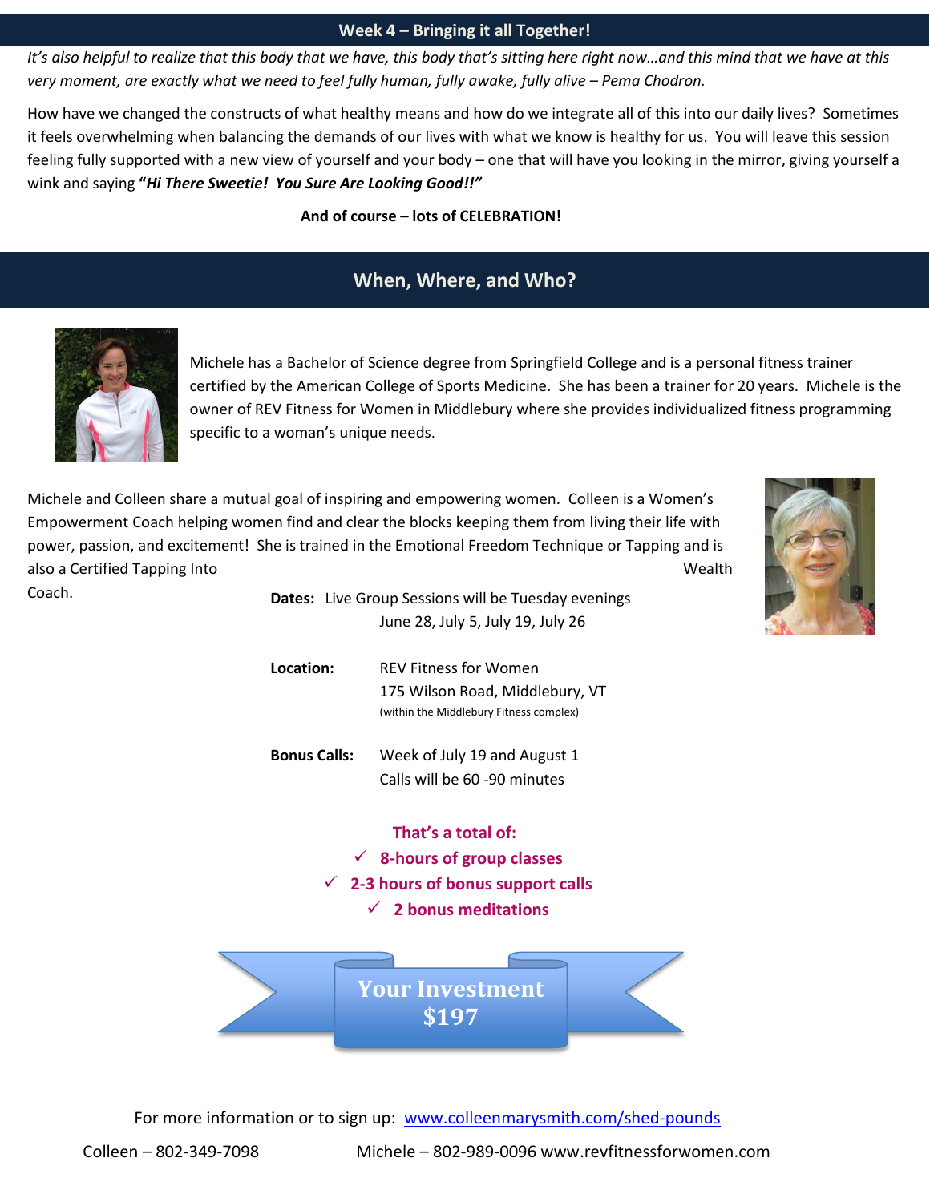## Week 4 – Bringing it all Together!

*It's also helpful to realize that this body that we have, this body that's sitting here right now…and this mind that we have at this very moment, are exactly what we need to feel fully human, fully awake, fully alive – Pema Chodron.*

How have we changed the constructs of what healthy means and how do we integrate all of this into our daily lives? Sometimes it feels overwhelming when balancing the demands of our lives with what we know is healthy for us. You will leave this session feeling fully supported with a new view of yourself and your body – one that will have you looking in the mirror, giving yourself a wink and saying **"*Hi There Sweetie! You Sure Are Looking Good!!*"**

**And of course – lots of CELEBRATION!**

## When, Where, and Who?

Michele has a Bachelor of Science degree from Springfield College and is a personal fitness trainer certified by the American College of Sports Medicine. She has been a trainer for 20 years. Michele is the owner of REV Fitness for Women in Middlebury where she provides individualized fitness programming specific to a woman's unique needs.

Michele and Colleen share a mutual goal of inspiring and empowering women. Colleen is a Women's Empowerment Coach helping women find and clear the blocks keeping them from living their life with power, passion, and excitement! She is trained in the Emotional Freedom Technique or Tapping and is also a Certified Tapping Into Wealth Coach.

**Dates:** Live Group Sessions will be Tuesday evenings
June 28, July 5, July 19, July 26

**Location:** REV Fitness for Women
175 Wilson Road, Middlebury, VT
(within the Middlebury Fitness complex)

**Bonus Calls:** Week of July 19 and August 1
Calls will be 60 -90 minutes

**That's a total of:**

- ✓ **8-hours of group classes**
- ✓ **2-3 hours of bonus support calls**
- ✓ **2 bonus meditations**

**Your Investment**
**$197**

For more information or to sign up: www.colleenmarysmith.com/shed-pounds

Colleen – 802-349-7098 Michele – 802-989-0096 www.revfitnessforwomen.com